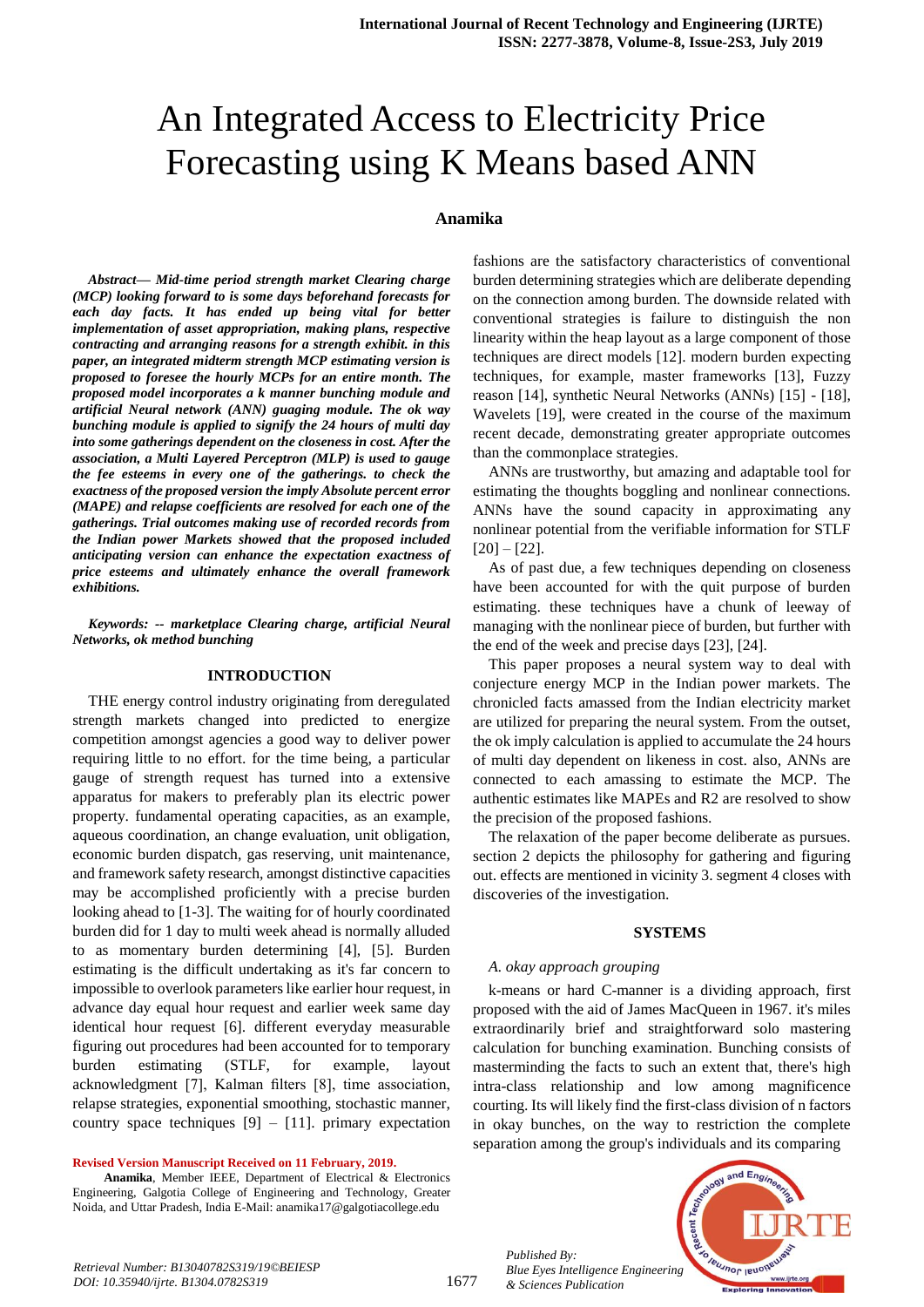# An Integrated Access to Electricity Price Forecasting using K Means based ANN

**Anamika**

***Abstract— Mid-time period strength market Clearing charge (MCP) looking forward to is some days beforehand forecasts for each day facts. It has ended up being vital for better implementation of asset appropriation, making plans, respective contracting and arranging reasons for a strength exhibit. in this paper, an integrated midterm strength MCP estimating version is proposed to foresee the hourly MCPs for an entire month. The proposed model incorporates a k manner bunching module and artificial Neural network (ANN) guaging module. The ok way bunching module is applied to signify the 24 hours of multi day into some gatherings dependent on the closeness in cost. After the association, a Multi Layered Perceptron (MLP) is used to gauge the fee esteems in every one of the gatherings. to check the exactness of the proposed version the imply Absolute percent error (MAPE) and relapse coefficients are resolved for each one of the gatherings. Trial outcomes making use of recorded records from the Indian power Markets showed that the proposed included anticipating version can enhance the expectation exactness of price esteems and ultimately enhance the overall framework exhibitions.***

***Keywords: -- marketplace Clearing charge, artificial Neural Networks, ok method bunching***

## INTRODUCTION

THE energy control industry originating from deregulated strength markets changed into predicted to energize competition amongst agencies a good way to deliver power requiring little to no effort. for the time being, a particular gauge of strength request has turned into a extensive apparatus for makers to preferably plan its electric power property. fundamental operating capacities, as an example, aqueous coordination, an change evaluation, unit obligation, economic burden dispatch, gas reserving, unit maintenance, and framework safety research, amongst distinctive capacities may be accomplished proficiently with a precise burden looking ahead to [1-3]. The waiting for of hourly coordinated burden did for 1 day to multi week ahead is normally alluded to as momentary burden determining [4], [5]. Burden estimating is the difficult undertaking as it's far concern to impossible to overlook parameters like earlier hour request, in advance day equal hour request and earlier week same day identical hour request [6]. different everyday measurable figuring out procedures had been accounted for to temporary burden estimating (STLF, for example, layout acknowledgment [7], Kalman filters [8], time association, relapse strategies, exponential smoothing, stochastic manner, country space techniques [9] – [11]. primary expectation fashions are the satisfactory characteristics of conventional burden determining strategies which are deliberate depending on the connection among burden. The downside related with conventional strategies is failure to distinguish the non linearity within the heap layout as a large component of those techniques are direct models [12]. modern burden expecting techniques, for example, master frameworks [13], Fuzzy reason [14], synthetic Neural Networks (ANNs) [15] - [18], Wavelets [19], were created in the course of the maximum recent decade, demonstrating greater appropriate outcomes than the commonplace strategies.

ANNs are trustworthy, but amazing and adaptable tool for estimating the thoughts boggling and nonlinear connections. ANNs have the sound capacity in approximating any nonlinear potential from the verifiable information for STLF [20] – [22].

As of past due, a few techniques depending on closeness have been accounted for with the quit purpose of burden estimating. these techniques have a chunk of leeway of managing with the nonlinear piece of burden, but further with the end of the week and precise days [23], [24].

This paper proposes a neural system way to deal with conjecture energy MCP in the Indian power markets. The chronicled facts amassed from the Indian electricity market are utilized for preparing the neural system. From the outset, the ok imply calculation is applied to accumulate the 24 hours of multi day dependent on likeness in cost. also, ANNs are connected to each amassing to estimate the MCP. The authentic estimates like MAPEs and R2 are resolved to show the precision of the proposed fashions.

The relaxation of the paper become deliberate as pursues. section 2 depicts the philosophy for gathering and figuring out. effects are mentioned in vicinity 3. segment 4 closes with discoveries of the investigation.

## SYSTEMS

### *A. okay approach grouping*

k-means or hard C-manner is a dividing approach, first proposed with the aid of James MacQueen in 1967. it's miles extraordinarily brief and straightforward solo mastering calculation for bunching examination. Bunching consists of masterminding the facts to such an extent that, there's high intra-class relationship and low among magnificence courting. Its will likely find the first-class division of n factors in okay bunches, on the way to restriction the complete separation among the group's individuals and its comparing

**Revised Version Manuscript Received on 11 February, 2019.**

**Anamika**, Member IEEE, Department of Electrical & Electronics Engineering, Galgotia College of Engineering and Technology, Greater Noida, and Uttar Pradesh, India E-Mail: anamika17@galgotiacollege.edu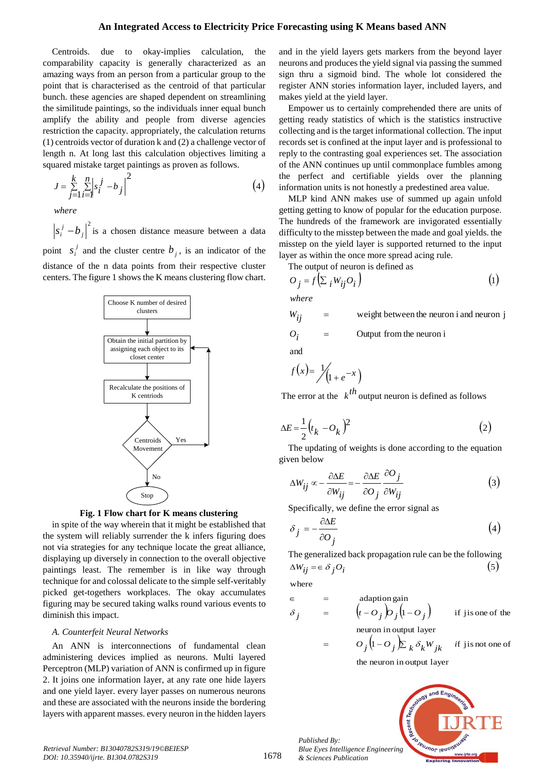Centroids. due to okay-implies calculation, the comparability capacity is generally characterized as an amazing ways from an person from a particular group to the point that is characterised as the centroid of that particular bunch. these agencies are shaped dependent on streamlining the similitude paintings, so the individuals inner equal bunch amplify the ability and people from diverse agencies restriction the capacity. appropriately, the calculation returns (1) centroids vector of duration k and (2) a challenge vector of length n. At long last this calculation objectives limiting a squared mistake target paintings as proven as follows.

$$J = \sum_{j=1}^{k} \sum_{i=1}^{n} \left| s_i^j - b_j \right|^2 \tag{4}$$

*where*

$\left| s_i^j - b_j \right|^2$ is a chosen distance measure between a data point $s_i^j$ and the cluster centre $b_j$, is an indicator of the distance of the n data points from their respective cluster centers. The figure 1 shows the K means clustering flow chart.

```
Choose K number of desired clusters
        ↓
Obtain the initial partition by assigning each object to its closet center  ←──┐
        ↓                                                                     │
Recalculate the positions of K centroids                                      │
        ↓                                                                     │
Centroids Movement ── Yes ────────────────────────────────────────────────────┘
        ↓ No
       Stop
```

**Fig. 1 Flow chart for K means clustering**

in spite of the way wherein that it might be established that the system will reliably surrender the k infers figuring does not via strategies for any technique locate the great alliance, displaying up diversely in connection to the overall objective paintings least. The remember is in like way through technique for and colossal delicate to the simple self-veritably picked get-togethers workplaces. The okay accumulates figuring may be secured taking walks round various events to diminish this impact.

### A. Counterfeit Neural Networks

An ANN is interconnections of fundamental clean administering devices implied as neurons. Multi layered Perceptron (MLP) variation of ANN is confirmed up in figure 2. It joins one information layer, at any rate one hide layers and one yield layer. every layer passes on numerous neurons and these are associated with the neurons inside the bordering layers with apparent masses. every neuron in the hidden layers and in the yield layers gets markers from the beyond layer neurons and produces the yield signal via passing the summed sign thru a sigmoid bind. The whole lot considered the register ANN stories information layer, included layers, and makes yield at the yield layer.

Empower us to certainly comprehended there are units of getting ready statistics of which is the statistics instructive collecting and is the target informational collection. The input records set is confined at the input layer and is professional to reply to the contrasting goal experiences set. The association of the ANN continues up until commonplace fumbles among the perfect and certifiable yields over the planning information units is not honestly a predestined area value.

MLP kind ANN makes use of summed up again unfold getting getting to know of popular for the education purpose. The hundreds of the framework are invigorated essentially difficulty to the misstep between the made and goal yields. the misstep on the yield layer is supported returned to the input layer as within the once more spread acing rule.

The output of neuron is defined as

$$O_j = f\left(\sum_i W_{ij} O_i\right) \tag{1}$$

*where*

$W_{ij}$ = weight between the neuron i and neuron j

$O_i$ = Output from the neuron i

and

$$f(x) = \frac{1}{\left(1 + e^{-x}\right)}$$

The error at the $k^{th}$ output neuron is defined as follows

$$\Delta E = \frac{1}{2}\left(t_k - O_k\right)^2 \tag{2}$$

The updating of weights is done according to the equation given below

$$\Delta W_{ij} \propto -\frac{\partial \Delta E}{\partial W_{ij}} = -\frac{\partial \Delta E}{\partial O_j} \frac{\partial O_j}{\partial W_{ij}} \tag{3}$$

Specifically, we define the error signal as

$$\delta_j = -\frac{\partial \Delta E}{\partial O_j} \tag{4}$$

The generalized back propagation rule can be the following

$$\Delta W_{ij} = \in \delta_j O_i \tag{5}$$

where

$\in$ = adaption gain

$\delta_j$ = $\left(t - O_j\right) O_j \left(1 - O_j\right)$ if j is one of the neuron in output layer

= $O_j \left(1 - O_j\right) \sum_k \delta_k W_{jk}$ if j is not one of the neuron in output layer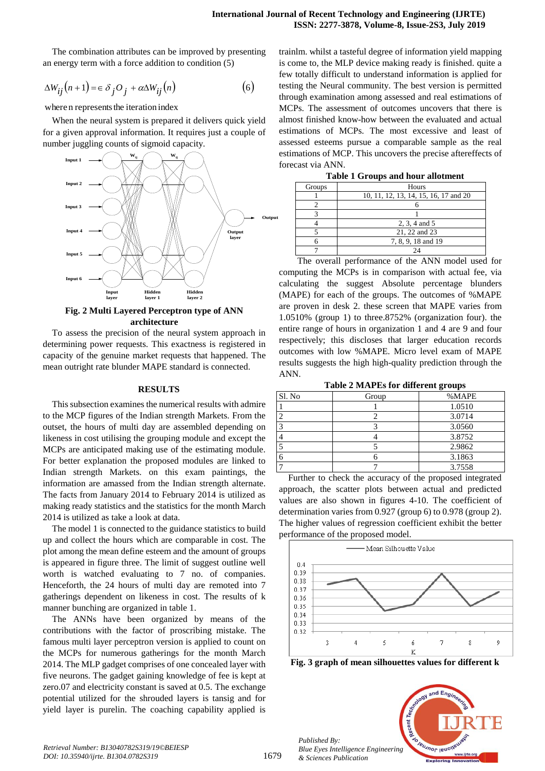The combination attributes can be improved by presenting an energy term with a force addition to condition (5)

$$\Delta W_{ij}(n+1) = \in \delta_j O_j + \alpha \Delta W_{ij}(n) \qquad (6)$$

where n represents the iteration index

When the neural system is prepared it delivers quick yield for a given approval information. It requires just a couple of number juggling counts of sigmoid capacity.

**Fig. 2 Multi Layered Perceptron type of ANN architecture**

To assess the precision of the neural system approach in determining power requests. This exactness is registered in capacity of the genuine market requests that happened. The mean outright rate blunder MAPE standard is connected.

## RESULTS

This subsection examines the numerical results with admire to the MCP figures of the Indian strength Markets. From the outset, the hours of multi day are assembled depending on likeness in cost utilising the grouping module and except the MCPs are anticipated making use of the estimating module. For better explanation the proposed modules are linked to Indian strength Markets. on this exam paintings, the information are amassed from the Indian strength alternate. The facts from January 2014 to February 2014 is utilized as making ready statistics and the statistics for the month March 2014 is utilized as take a look at data.

The model 1 is connected to the guidance statistics to build up and collect the hours which are comparable in cost. The plot among the mean define esteem and the amount of groups is appeared in figure three. The limit of suggest outline well worth is watched evaluating to 7 no. of companies. Henceforth, the 24 hours of multi day are remoted into 7 gatherings dependent on likeness in cost. The results of k manner bunching are organized in table 1.

The ANNs have been organized by means of the contributions with the factor of proscribing mistake. The famous multi layer perceptron version is applied to count on the MCPs for numerous gatherings for the month March 2014. The MLP gadget comprises of one concealed layer with five neurons. The gadget gaining knowledge of fee is kept at zero.07 and electricity constant is saved at 0.5. The exchange potential utilized for the shrouded layers is tansig and for yield layer is purelin. The coaching capability applied is trainlm. whilst a tasteful degree of information yield mapping is come to, the MLP device making ready is finished. quite a few totally difficult to understand information is applied for testing the Neural community. The best version is permitted through examination among assessed and real estimations of MCPs. The assessment of outcomes uncovers that there is almost finished know-how between the evaluated and actual estimations of MCPs. The most excessive and least of assessed esteems pursue a comparable sample as the real estimations of MCP. This uncovers the precise aftereffects of forecast via ANN.

**Table 1 Groups and hour allotment**

| Groups | Hours |
|---|---|
| 1 | 10, 11, 12, 13, 14, 15, 16, 17 and 20 |
| 2 | 6 |
| 3 | 1 |
| 4 | 2, 3, 4 and 5 |
| 5 | 21, 22 and 23 |
| 6 | 7, 8, 9, 18 and 19 |
| 7 | 24 |

The overall performance of the ANN model used for computing the MCPs is in comparison with actual fee, via calculating the suggest Absolute percentage blunders (MAPE) for each of the groups. The outcomes of %MAPE are proven in desk 2. these screen that MAPE varies from 1.0510% (group 1) to three.8752% (organization four). the entire range of hours in organization 1 and 4 are 9 and four respectively; this discloses that larger education records outcomes with low %MAPE. Micro level exam of MAPE results suggests the high high-quality prediction through the ANN.

**Table 2 MAPEs for different groups**

| Sl. No | Group | %MAPE |
|---|---|---|
| 1 | 1 | 1.0510 |
| 2 | 2 | 3.0714 |
| 3 | 3 | 3.0560 |
| 4 | 4 | 3.8752 |
| 5 | 5 | 2.9862 |
| 6 | 6 | 3.1863 |
| 7 | 7 | 3.7558 |

Further to check the accuracy of the proposed integrated approach, the scatter plots between actual and predicted values are also shown in figures 4-10. The coefficient of determination varies from 0.927 (group 6) to 0.978 (group 2). The higher values of regression coefficient exhibit the better performance of the proposed model.

**Fig. 3 graph of mean silhouettes values for different k**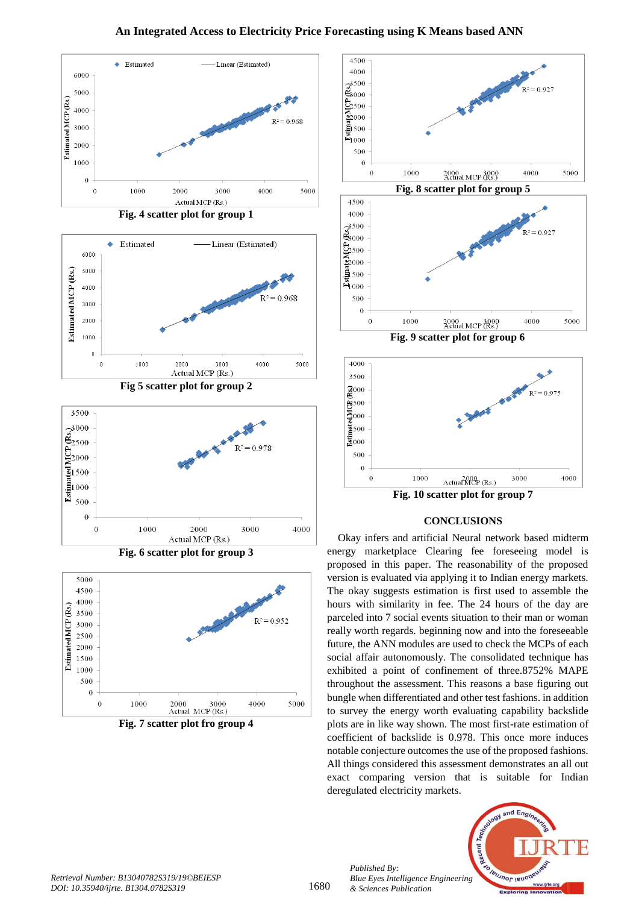Fig. 4 scatter plot for group 1

Fig 5 scatter plot for group 2

Fig. 6 scatter plot for group 3

Fig. 7 scatter plot fro group 4

Fig. 8 scatter plot for group 5

Fig. 9 scatter plot for group 6

Fig. 10 scatter plot for group 7

## CONCLUSIONS

Okay infers and artificial Neural network based midterm energy marketplace Clearing fee foreseeing model is proposed in this paper. The reasonability of the proposed version is evaluated via applying it to Indian energy markets. The okay suggests estimation is first used to assemble the hours with similarity in fee. The 24 hours of the day are parceled into 7 social events situation to their man or woman really worth regards. beginning now and into the foreseeable future, the ANN modules are used to check the MCPs of each social affair autonomously. The consolidated technique has exhibited a point of confinement of three.8752% MAPE throughout the assessment. This reasons a base figuring out bungle when differentiated and other test fashions. in addition to survey the energy worth evaluating capability backslide plots are in like way shown. The most first-rate estimation of coefficient of backslide is 0.978. This once more induces notable conjecture outcomes the use of the proposed fashions. All things considered this assessment demonstrates an all out exact comparing version that is suitable for Indian deregulated electricity markets.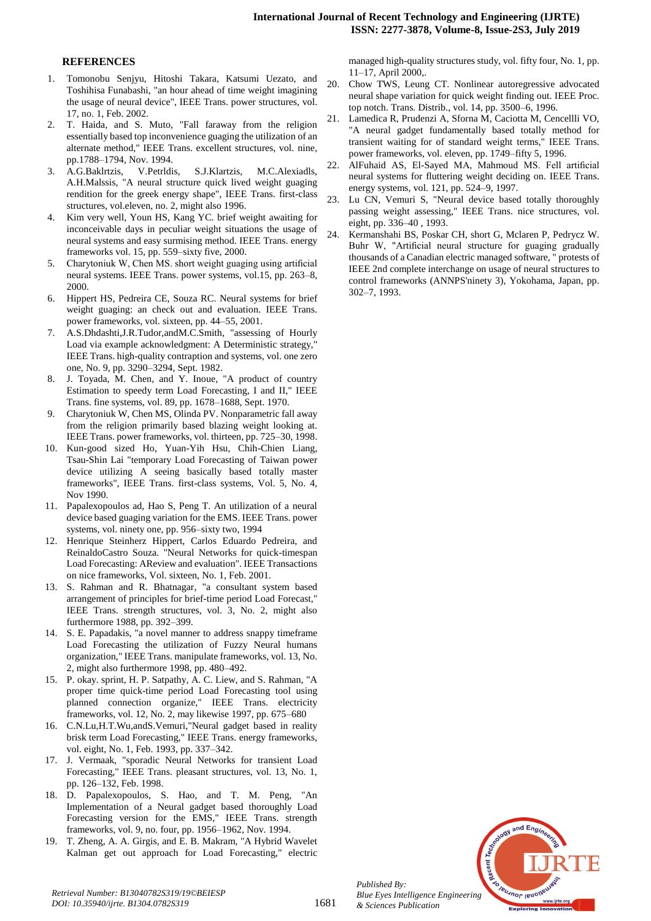## REFERENCES

1. Tomonobu Senjyu, Hitoshi Takara, Katsumi Uezato, and Toshihisa Funabashi, "an hour ahead of time weight imagining the usage of neural device", IEEE Trans. power structures, vol. 17, no. 1, Feb. 2002.
2. T. Haida, and S. Muto, "Fall faraway from the religion essentially based top inconvenience guaging the utilization of an alternate method," IEEE Trans. excellent structures, vol. nine, pp.1788–1794, Nov. 1994.
3. A.G.Baklrtzis, V.Petrldis, S.J.Klartzis, M.C.Alexiadls, A.H.Malssis, "A neural structure quick lived weight guaging rendition for the greek energy shape", IEEE Trans. first-class structures, vol.eleven, no. 2, might also 1996.
4. Kim very well, Youn HS, Kang YC. brief weight awaiting for inconceivable days in peculiar weight situations the usage of neural systems and easy surmising method. IEEE Trans. energy frameworks vol. 15, pp. 559–sixty five, 2000.
5. Charytoniuk W, Chen MS. short weight guaging using artificial neural systems. IEEE Trans. power systems, vol.15, pp. 263–8, 2000.
6. Hippert HS, Pedreira CE, Souza RC. Neural systems for brief weight guaging: an check out and evaluation. IEEE Trans. power frameworks, vol. sixteen, pp. 44–55, 2001.
7. A.S.Dhdashti,J.R.Tudor,andM.C.Smith, "assessing of Hourly Load via example acknowledgment: A Deterministic strategy," IEEE Trans. high-quality contraption and systems, vol. one zero one, No. 9, pp. 3290–3294, Sept. 1982.
8. J. Toyada, M. Chen, and Y. Inoue, "A product of country Estimation to speedy term Load Forecasting, I and II," IEEE Trans. fine systems, vol. 89, pp. 1678–1688, Sept. 1970.
9. Charytoniuk W, Chen MS, Olinda PV. Nonparametric fall away from the religion primarily based blazing weight looking at. IEEE Trans. power frameworks, vol. thirteen, pp. 725–30, 1998.
10. Kun-good sized Ho, Yuan-Yih Hsu, Chih-Chien Liang, Tsau-Shin Lai "temporary Load Forecasting of Taiwan power device utilizing A seeing basically based totally master frameworks", IEEE Trans. first-class systems, Vol. 5, No. 4, Nov 1990.
11. Papalexopoulos ad, Hao S, Peng T. An utilization of a neural device based guaging variation for the EMS. IEEE Trans. power systems, vol. ninety one, pp. 956–sixty two, 1994
12. Henrique Steinherz Hippert, Carlos Eduardo Pedreira, and ReinaldoCastro Souza. "Neural Networks for quick-timespan Load Forecasting: AReview and evaluation". IEEE Transactions on nice frameworks, Vol. sixteen, No. 1, Feb. 2001.
13. S. Rahman and R. Bhatnagar, "a consultant system based arrangement of principles for brief-time period Load Forecast," IEEE Trans. strength structures, vol. 3, No. 2, might also furthermore 1988, pp. 392–399.
14. S. E. Papadakis, "a novel manner to address snappy timeframe Load Forecasting the utilization of Fuzzy Neural humans organization," IEEE Trans. manipulate frameworks, vol. 13, No. 2, might also furthermore 1998, pp. 480–492.
15. P. okay. sprint, H. P. Satpathy, A. C. Liew, and S. Rahman, "A proper time quick-time period Load Forecasting tool using planned connection organize," IEEE Trans. electricity frameworks, vol. 12, No. 2, may likewise 1997, pp. 675–680
16. C.N.Lu,H.T.Wu,andS.Vemuri,"Neural gadget based in reality brisk term Load Forecasting," IEEE Trans. energy frameworks, vol. eight, No. 1, Feb. 1993, pp. 337–342.
17. J. Vermaak, "sporadic Neural Networks for transient Load Forecasting," IEEE Trans. pleasant structures, vol. 13, No. 1, pp. 126–132, Feb. 1998.
18. D. Papalexopoulos, S. Hao, and T. M. Peng, "An Implementation of a Neural gadget based thoroughly Load Forecasting version for the EMS," IEEE Trans. strength frameworks, vol. 9, no. four, pp. 1956–1962, Nov. 1994.
19. T. Zheng, A. A. Girgis, and E. B. Makram, "A Hybrid Wavelet Kalman get out approach for Load Forecasting," electric managed high-quality structures study, vol. fifty four, No. 1, pp. 11–17, April 2000,.
20. Chow TWS, Leung CT. Nonlinear autoregressive advocated neural shape variation for quick weight finding out. IEEE Proc. top notch. Trans. Distrib., vol. 14, pp. 3500–6, 1996.
21. Lamedica R, Prudenzi A, Sforna M, Caciotta M, Cencellli VO, "A neural gadget fundamentally based totally method for transient waiting for of standard weight terms," IEEE Trans. power frameworks, vol. eleven, pp. 1749–fifty 5, 1996.
22. AlFuhaid AS, El-Sayed MA, Mahmoud MS. Fell artificial neural systems for fluttering weight deciding on. IEEE Trans. energy systems, vol. 121, pp. 524–9, 1997.
23. Lu CN, Vemuri S, "Neural device based totally thoroughly passing weight assessing," IEEE Trans. nice structures, vol. eight, pp. 336–40 , 1993.
24. Kermanshahi BS, Poskar CH, short G, Mclaren P, Pedrycz W. Buhr W, "Artificial neural structure for guaging gradually thousands of a Canadian electric managed software, " protests of IEEE 2nd complete interchange on usage of neural structures to control frameworks (ANNPS'ninety 3), Yokohama, Japan, pp. 302–7, 1993.